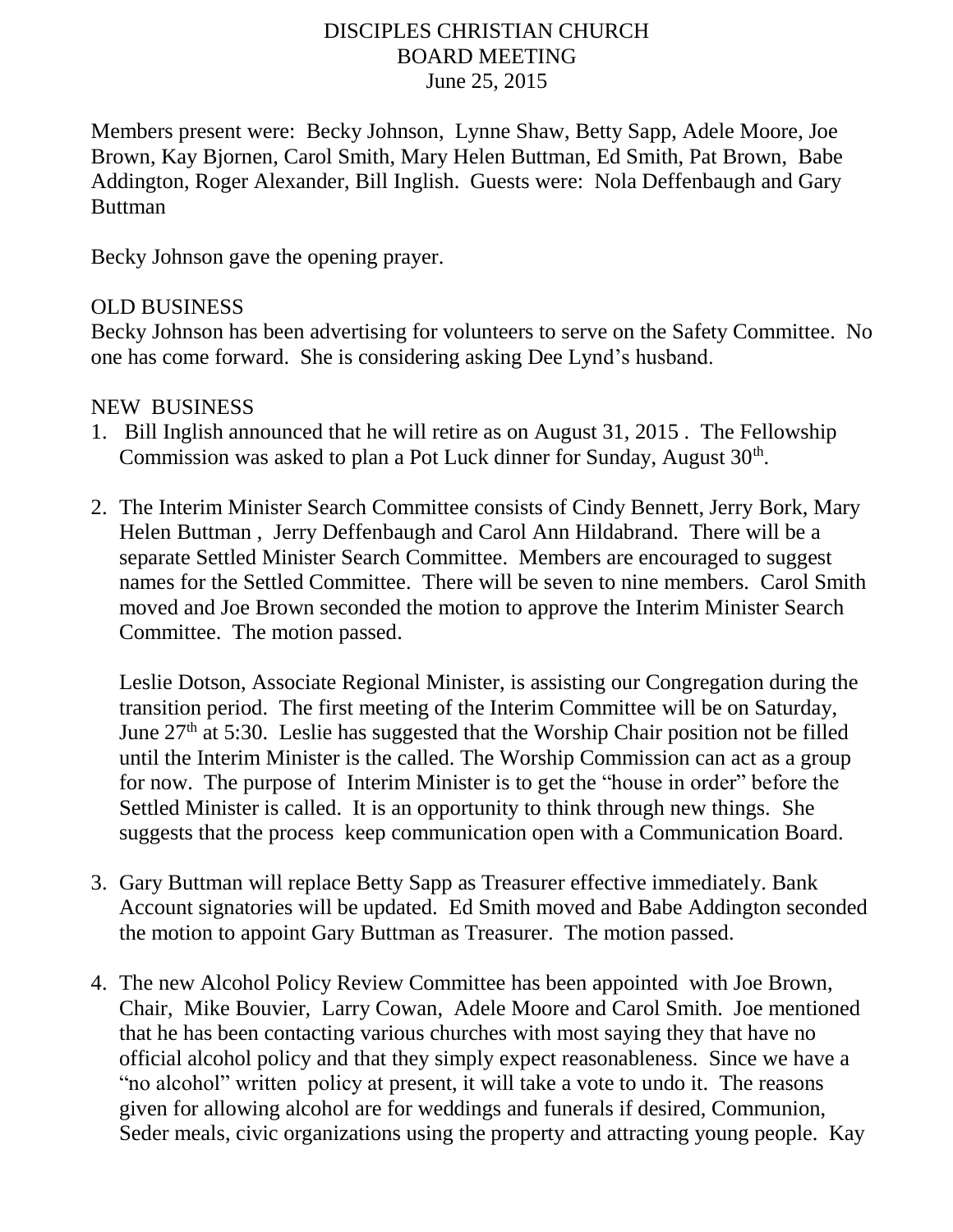# DISCIPLES CHRISTIAN CHURCH
## BOARD MEETING
### June 25, 2015

Members present were: Becky Johnson, Lynne Shaw, Betty Sapp, Adele Moore, Joe Brown, Kay Bjornen, Carol Smith, Mary Helen Buttman, Ed Smith, Pat Brown, Babe Addington, Roger Alexander, Bill Inglish. Guests were: Nola Deffenbaugh and Gary Buttman

Becky Johnson gave the opening prayer.

OLD BUSINESS

Becky Johnson has been advertising for volunteers to serve on the Safety Committee. No one has come forward. She is considering asking Dee Lynd's husband.

NEW BUSINESS

1. Bill Inglish announced that he will retire as on August 31, 2015 . The Fellowship Commission was asked to plan a Pot Luck dinner for Sunday, August 30th.

2. The Interim Minister Search Committee consists of Cindy Bennett, Jerry Bork, Mary Helen Buttman , Jerry Deffenbaugh and Carol Ann Hildabrand. There will be a separate Settled Minister Search Committee. Members are encouraged to suggest names for the Settled Committee. There will be seven to nine members. Carol Smith moved and Joe Brown seconded the motion to approve the Interim Minister Search Committee. The motion passed.

   Leslie Dotson, Associate Regional Minister, is assisting our Congregation during the transition period. The first meeting of the Interim Committee will be on Saturday, June 27th at 5:30. Leslie has suggested that the Worship Chair position not be filled until the Interim Minister is the called. The Worship Commission can act as a group for now. The purpose of Interim Minister is to get the "house in order" before the Settled Minister is called. It is an opportunity to think through new things. She suggests that the process keep communication open with a Communication Board.

3. Gary Buttman will replace Betty Sapp as Treasurer effective immediately. Bank Account signatories will be updated. Ed Smith moved and Babe Addington seconded the motion to appoint Gary Buttman as Treasurer. The motion passed.

4. The new Alcohol Policy Review Committee has been appointed with Joe Brown, Chair, Mike Bouvier, Larry Cowan, Adele Moore and Carol Smith. Joe mentioned that he has been contacting various churches with most saying they that have no official alcohol policy and that they simply expect reasonableness. Since we have a "no alcohol" written policy at present, it will take a vote to undo it. The reasons given for allowing alcohol are for weddings and funerals if desired, Communion, Seder meals, civic organizations using the property and attracting young people. Kay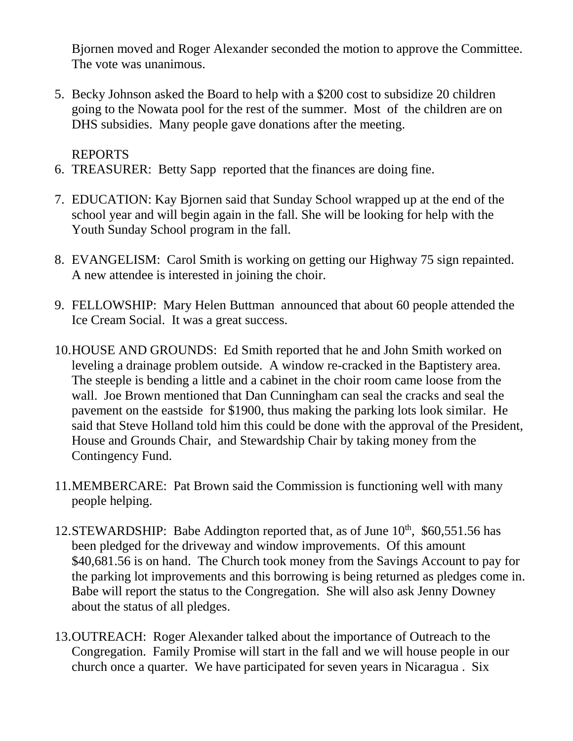Bjornen moved and Roger Alexander seconded the motion to approve the Committee. The vote was unanimous.

5. Becky Johnson asked the Board to help with a $200 cost to subsidize 20 children going to the Nowata pool for the rest of the summer. Most of the children are on DHS subsidies. Many people gave donations after the meeting.

REPORTS

6. TREASURER: Betty Sapp reported that the finances are doing fine.

7. EDUCATION: Kay Bjornen said that Sunday School wrapped up at the end of the school year and will begin again in the fall. She will be looking for help with the Youth Sunday School program in the fall.

8. EVANGELISM: Carol Smith is working on getting our Highway 75 sign repainted. A new attendee is interested in joining the choir.

9. FELLOWSHIP: Mary Helen Buttman announced that about 60 people attended the Ice Cream Social. It was a great success.

10. HOUSE AND GROUNDS: Ed Smith reported that he and John Smith worked on leveling a drainage problem outside. A window re-cracked in the Baptistery area. The steeple is bending a little and a cabinet in the choir room came loose from the wall. Joe Brown mentioned that Dan Cunningham can seal the cracks and seal the pavement on the eastside for $1900, thus making the parking lots look similar. He said that Steve Holland told him this could be done with the approval of the President, House and Grounds Chair, and Stewardship Chair by taking money from the Contingency Fund.

11. MEMBERCARE: Pat Brown said the Commission is functioning well with many people helping.

12. STEWARDSHIP: Babe Addington reported that, as of June 10th, $60,551.56 has been pledged for the driveway and window improvements. Of this amount $40,681.56 is on hand. The Church took money from the Savings Account to pay for the parking lot improvements and this borrowing is being returned as pledges come in. Babe will report the status to the Congregation. She will also ask Jenny Downey about the status of all pledges.

13. OUTREACH: Roger Alexander talked about the importance of Outreach to the Congregation. Family Promise will start in the fall and we will house people in our church once a quarter. We have participated for seven years in Nicaragua . Six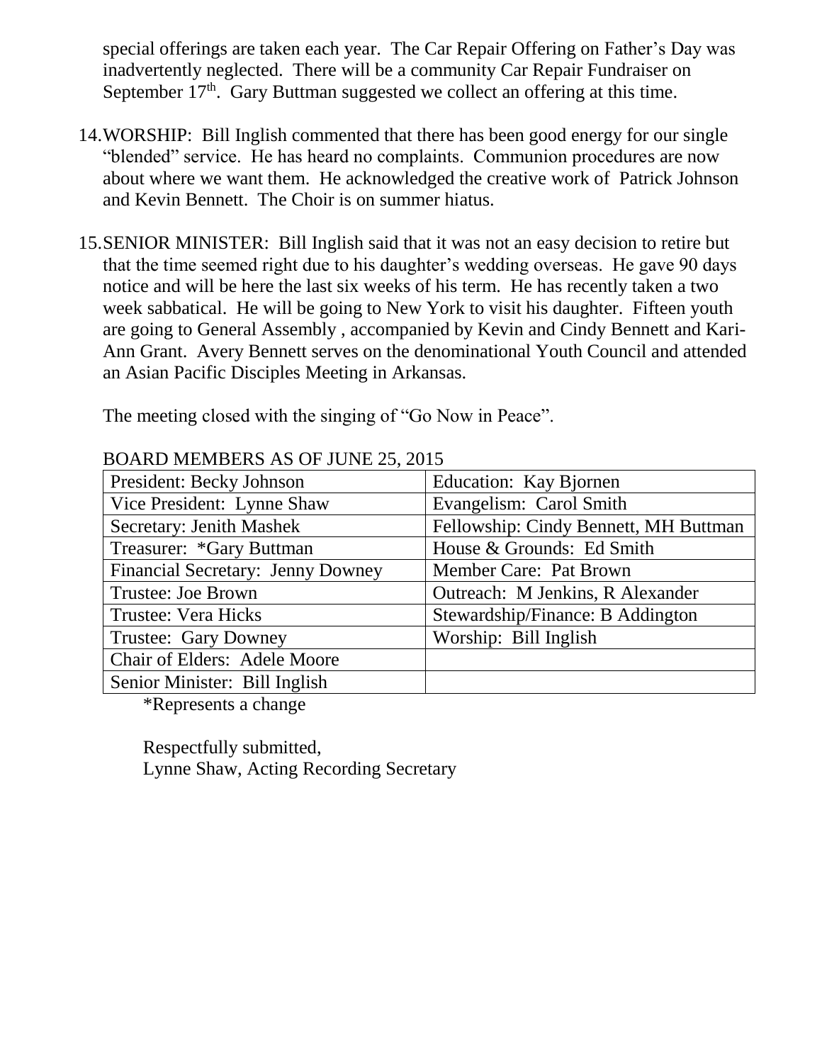special offerings are taken each year. The Car Repair Offering on Father's Day was inadvertently neglected. There will be a community Car Repair Fundraiser on September 17th. Gary Buttman suggested we collect an offering at this time.

14. WORSHIP: Bill Inglish commented that there has been good energy for our single "blended" service. He has heard no complaints. Communion procedures are now about where we want them. He acknowledged the creative work of Patrick Johnson and Kevin Bennett. The Choir is on summer hiatus.

15. SENIOR MINISTER: Bill Inglish said that it was not an easy decision to retire but that the time seemed right due to his daughter's wedding overseas. He gave 90 days notice and will be here the last six weeks of his term. He has recently taken a two week sabbatical. He will be going to New York to visit his daughter. Fifteen youth are going to General Assembly , accompanied by Kevin and Cindy Bennett and Kari-Ann Grant. Avery Bennett serves on the denominational Youth Council and attended an Asian Pacific Disciples Meeting in Arkansas.

The meeting closed with the singing of "Go Now in Peace".

BOARD MEMBERS AS OF JUNE 25, 2015

| | |
|---|---|
| President: Becky Johnson | Education: Kay Bjornen |
| Vice President: Lynne Shaw | Evangelism: Carol Smith |
| Secretary: Jenith Mashek | Fellowship: Cindy Bennett, MH Buttman |
| Treasurer: *Gary Buttman | House & Grounds: Ed Smith |
| Financial Secretary: Jenny Downey | Member Care: Pat Brown |
| Trustee: Joe Brown | Outreach: M Jenkins, R Alexander |
| Trustee: Vera Hicks | Stewardship/Finance: B Addington |
| Trustee: Gary Downey | Worship: Bill Inglish |
| Chair of Elders: Adele Moore | |
| Senior Minister: Bill Inglish | |

*Represents a change

Respectfully submitted,
Lynne Shaw, Acting Recording Secretary